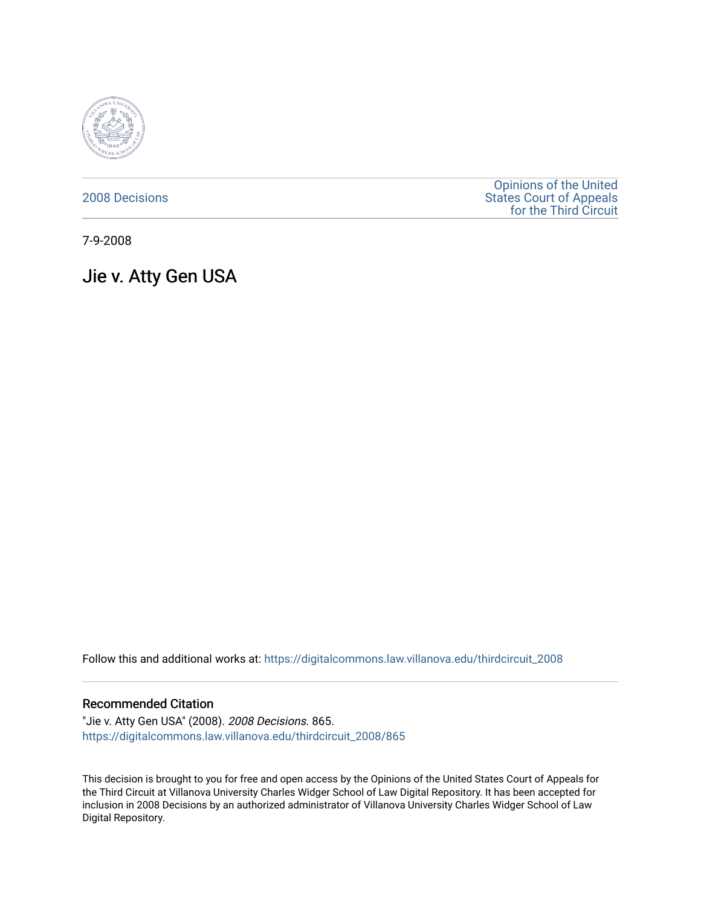2008 Decisions

Opinions of the United States Court of Appeals for the Third Circuit

7-9-2008

# Jie v. Atty Gen USA

Follow this and additional works at: https://digitalcommons.law.villanova.edu/thirdcircuit_2008

## Recommended Citation

"Jie v. Atty Gen USA" (2008). *2008 Decisions*. 865.
https://digitalcommons.law.villanova.edu/thirdcircuit_2008/865

This decision is brought to you for free and open access by the Opinions of the United States Court of Appeals for the Third Circuit at Villanova University Charles Widger School of Law Digital Repository. It has been accepted for inclusion in 2008 Decisions by an authorized administrator of Villanova University Charles Widger School of Law Digital Repository.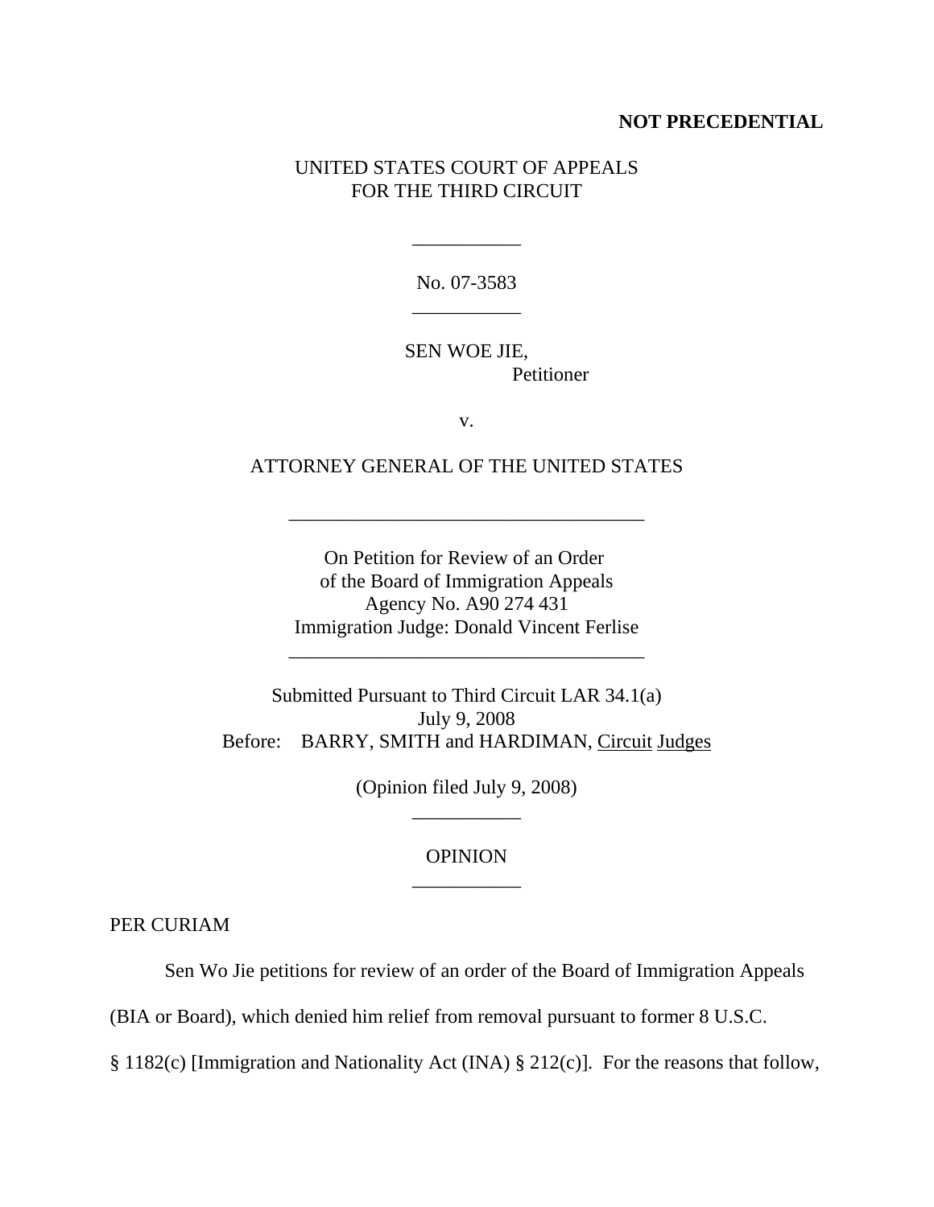**NOT PRECEDENTIAL**

UNITED STATES COURT OF APPEALS
FOR THE THIRD CIRCUIT

---

No. 07-3583

---

SEN WOE JIE,
Petitioner

v.

ATTORNEY GENERAL OF THE UNITED STATES

---

On Petition for Review of an Order
of the Board of Immigration Appeals
Agency No. A90 274 431
Immigration Judge: Donald Vincent Ferlise

---

Submitted Pursuant to Third Circuit LAR 34.1(a)
July 9, 2008
Before: BARRY, SMITH and HARDIMAN, Circuit Judges

(Opinion filed July 9, 2008)

---

OPINION

---

PER CURIAM

Sen Wo Jie petitions for review of an order of the Board of Immigration Appeals (BIA or Board), which denied him relief from removal pursuant to former 8 U.S.C. § 1182(c) [Immigration and Nationality Act (INA) § 212(c)]. For the reasons that follow,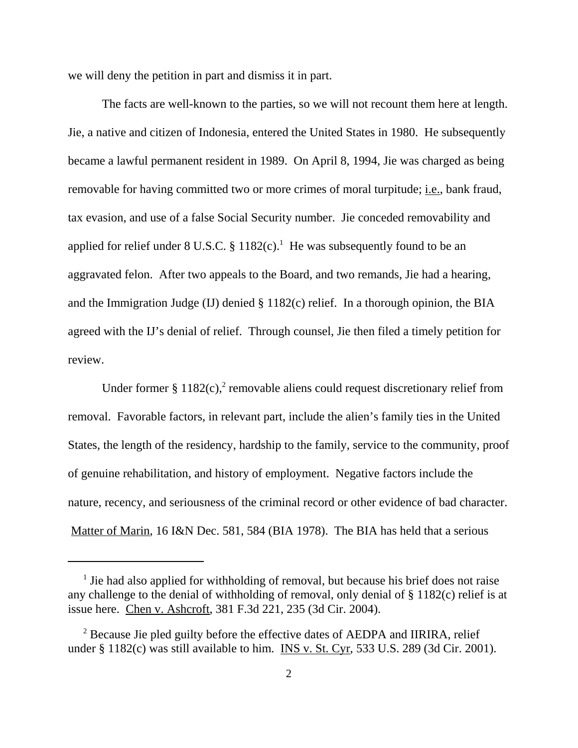we will deny the petition in part and dismiss it in part.

The facts are well-known to the parties, so we will not recount them here at length. Jie, a native and citizen of Indonesia, entered the United States in 1980. He subsequently became a lawful permanent resident in 1989. On April 8, 1994, Jie was charged as being removable for having committed two or more crimes of moral turpitude; i.e., bank fraud, tax evasion, and use of a false Social Security number. Jie conceded removability and applied for relief under 8 U.S.C. § 1182(c).[1] He was subsequently found to be an aggravated felon. After two appeals to the Board, and two remands, Jie had a hearing, and the Immigration Judge (IJ) denied § 1182(c) relief. In a thorough opinion, the BIA agreed with the IJ's denial of relief. Through counsel, Jie then filed a timely petition for review.

Under former § 1182(c),[2] removable aliens could request discretionary relief from removal. Favorable factors, in relevant part, include the alien's family ties in the United States, the length of the residency, hardship to the family, service to the community, proof of genuine rehabilitation, and history of employment. Negative factors include the nature, recency, and seriousness of the criminal record or other evidence of bad character. Matter of Marin, 16 I&N Dec. 581, 584 (BIA 1978). The BIA has held that a serious

---

[1] Jie had also applied for withholding of removal, but because his brief does not raise any challenge to the denial of withholding of removal, only denial of § 1182(c) relief is at issue here. Chen v. Ashcroft, 381 F.3d 221, 235 (3d Cir. 2004).

[2] Because Jie pled guilty before the effective dates of AEDPA and IIRIRA, relief under § 1182(c) was still available to him. INS v. St. Cyr, 533 U.S. 289 (3d Cir. 2001).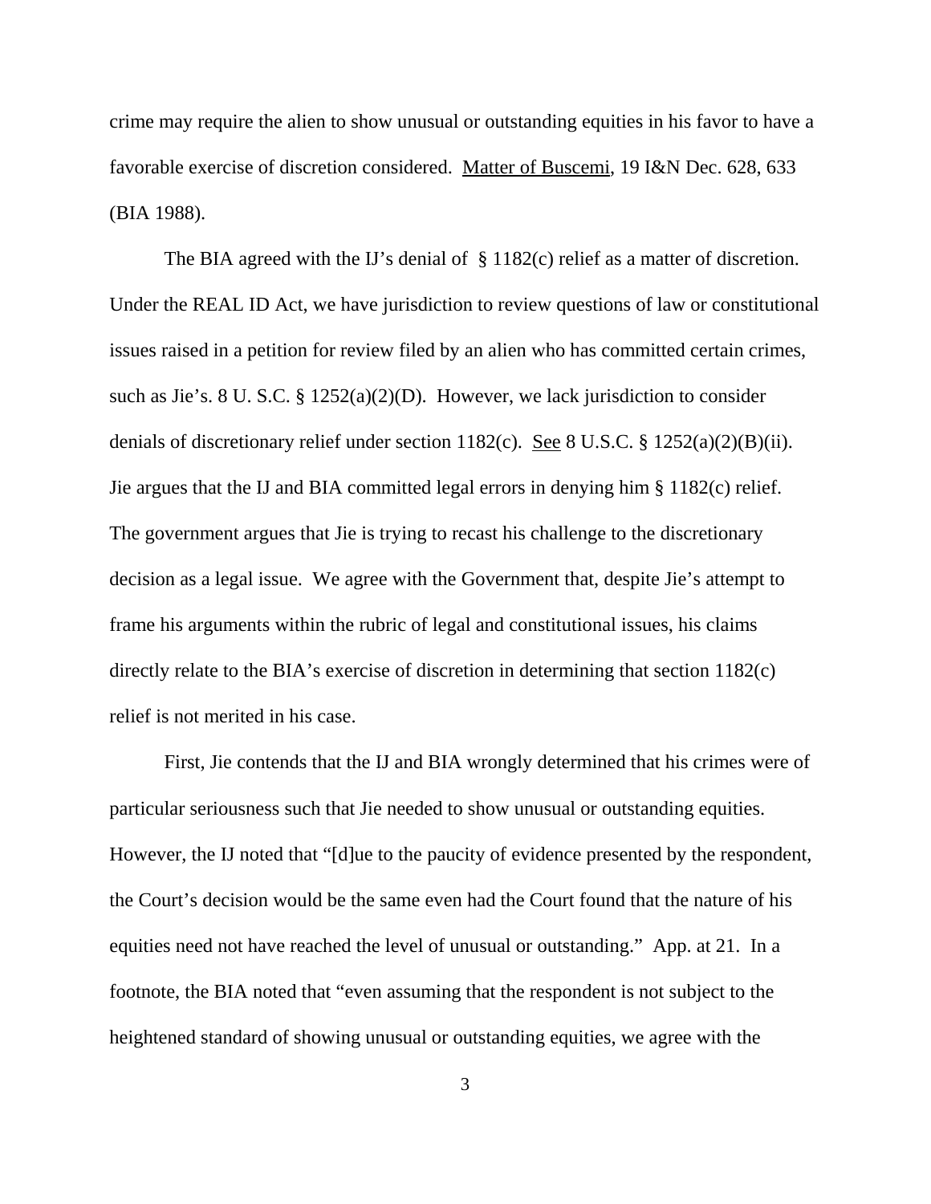crime may require the alien to show unusual or outstanding equities in his favor to have a favorable exercise of discretion considered. Matter of Buscemi, 19 I&N Dec. 628, 633 (BIA 1988).

The BIA agreed with the IJ's denial of § 1182(c) relief as a matter of discretion. Under the REAL ID Act, we have jurisdiction to review questions of law or constitutional issues raised in a petition for review filed by an alien who has committed certain crimes, such as Jie's. 8 U. S.C. § 1252(a)(2)(D). However, we lack jurisdiction to consider denials of discretionary relief under section 1182(c). See 8 U.S.C. § 1252(a)(2)(B)(ii). Jie argues that the IJ and BIA committed legal errors in denying him § 1182(c) relief. The government argues that Jie is trying to recast his challenge to the discretionary decision as a legal issue. We agree with the Government that, despite Jie's attempt to frame his arguments within the rubric of legal and constitutional issues, his claims directly relate to the BIA's exercise of discretion in determining that section 1182(c) relief is not merited in his case.

First, Jie contends that the IJ and BIA wrongly determined that his crimes were of particular seriousness such that Jie needed to show unusual or outstanding equities. However, the IJ noted that "[d]ue to the paucity of evidence presented by the respondent, the Court's decision would be the same even had the Court found that the nature of his equities need not have reached the level of unusual or outstanding." App. at 21. In a footnote, the BIA noted that "even assuming that the respondent is not subject to the heightened standard of showing unusual or outstanding equities, we agree with the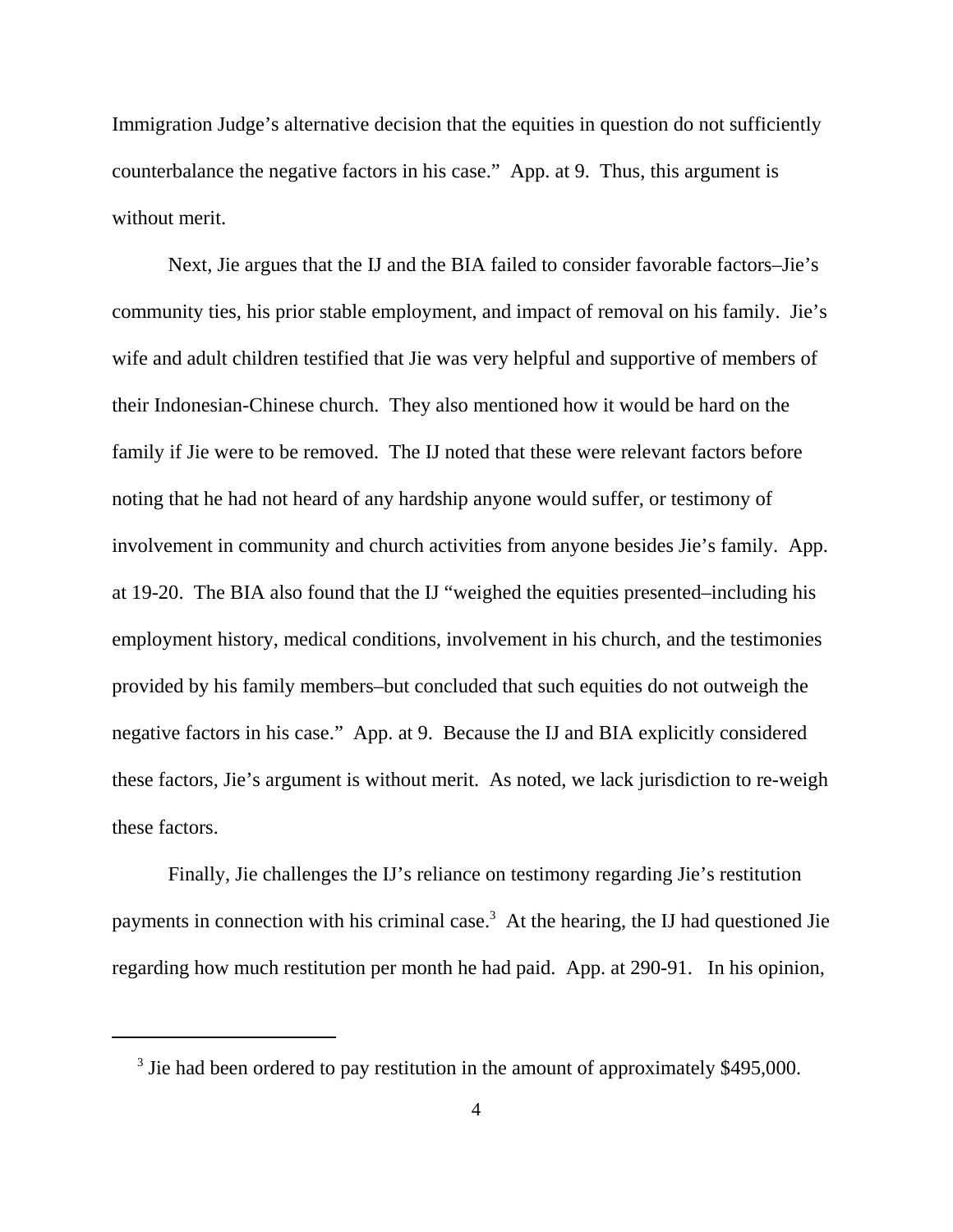Immigration Judge's alternative decision that the equities in question do not sufficiently counterbalance the negative factors in his case." App. at 9. Thus, this argument is without merit.

Next, Jie argues that the IJ and the BIA failed to consider favorable factors–Jie's community ties, his prior stable employment, and impact of removal on his family. Jie's wife and adult children testified that Jie was very helpful and supportive of members of their Indonesian-Chinese church. They also mentioned how it would be hard on the family if Jie were to be removed. The IJ noted that these were relevant factors before noting that he had not heard of any hardship anyone would suffer, or testimony of involvement in community and church activities from anyone besides Jie's family. App. at 19-20. The BIA also found that the IJ "weighed the equities presented–including his employment history, medical conditions, involvement in his church, and the testimonies provided by his family members–but concluded that such equities do not outweigh the negative factors in his case." App. at 9. Because the IJ and BIA explicitly considered these factors, Jie's argument is without merit. As noted, we lack jurisdiction to re-weigh these factors.

Finally, Jie challenges the IJ's reliance on testimony regarding Jie's restitution payments in connection with his criminal case.[3] At the hearing, the IJ had questioned Jie regarding how much restitution per month he had paid. App. at 290-91. In his opinion,

---

[3] Jie had been ordered to pay restitution in the amount of approximately $495,000.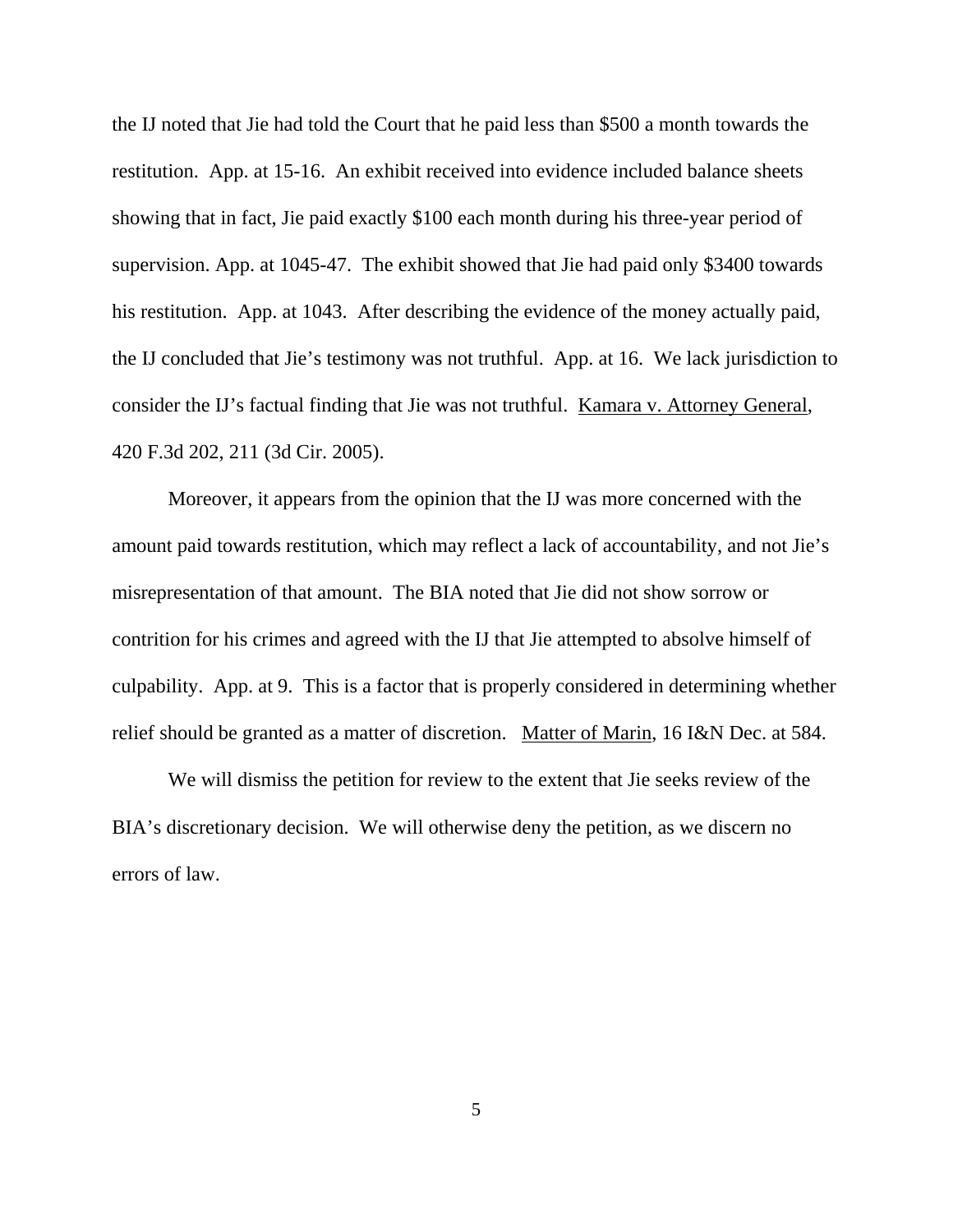the IJ noted that Jie had told the Court that he paid less than $500 a month towards the restitution. App. at 15-16. An exhibit received into evidence included balance sheets showing that in fact, Jie paid exactly $100 each month during his three-year period of supervision. App. at 1045-47. The exhibit showed that Jie had paid only $3400 towards his restitution. App. at 1043. After describing the evidence of the money actually paid, the IJ concluded that Jie's testimony was not truthful. App. at 16. We lack jurisdiction to consider the IJ's factual finding that Jie was not truthful. Kamara v. Attorney General, 420 F.3d 202, 211 (3d Cir. 2005).

Moreover, it appears from the opinion that the IJ was more concerned with the amount paid towards restitution, which may reflect a lack of accountability, and not Jie's misrepresentation of that amount. The BIA noted that Jie did not show sorrow or contrition for his crimes and agreed with the IJ that Jie attempted to absolve himself of culpability. App. at 9. This is a factor that is properly considered in determining whether relief should be granted as a matter of discretion. Matter of Marin, 16 I&N Dec. at 584.

We will dismiss the petition for review to the extent that Jie seeks review of the BIA's discretionary decision. We will otherwise deny the petition, as we discern no errors of law.